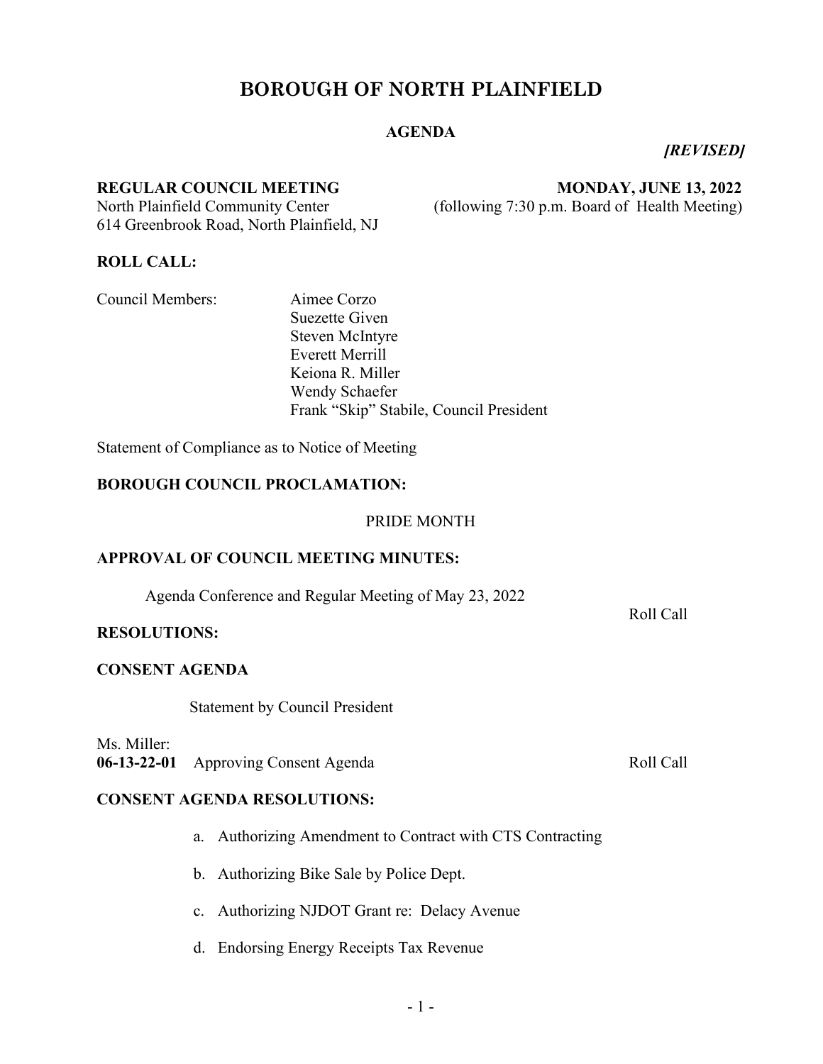# BOROUGH OF NORTH PLAINFIELD

## AGENDA

***[REVISED]***

**REGULAR COUNCIL MEETING** — **MONDAY, JUNE 13, 2022**

North Plainfield Community Center (following 7:30 p.m. Board of Health Meeting)
614 Greenbrook Road, North Plainfield, NJ

**ROLL CALL:**

Council Members:
- Aimee Corzo
- Suezette Given
- Steven McIntyre
- Everett Merrill
- Keiona R. Miller
- Wendy Schaefer
- Frank "Skip" Stabile, Council President

Statement of Compliance as to Notice of Meeting

**BOROUGH COUNCIL PROCLAMATION:**

PRIDE MONTH

**APPROVAL OF COUNCIL MEETING MINUTES:**

Agenda Conference and Regular Meeting of May 23, 2022 — Roll Call

**RESOLUTIONS:**

**CONSENT AGENDA**

Statement by Council President

Ms. Miller:
**06-13-22-01** Approving Consent Agenda — Roll Call

**CONSENT AGENDA RESOLUTIONS:**

a. Authorizing Amendment to Contract with CTS Contracting

b. Authorizing Bike Sale by Police Dept.

c. Authorizing NJDOT Grant re: Delacy Avenue

d. Endorsing Energy Receipts Tax Revenue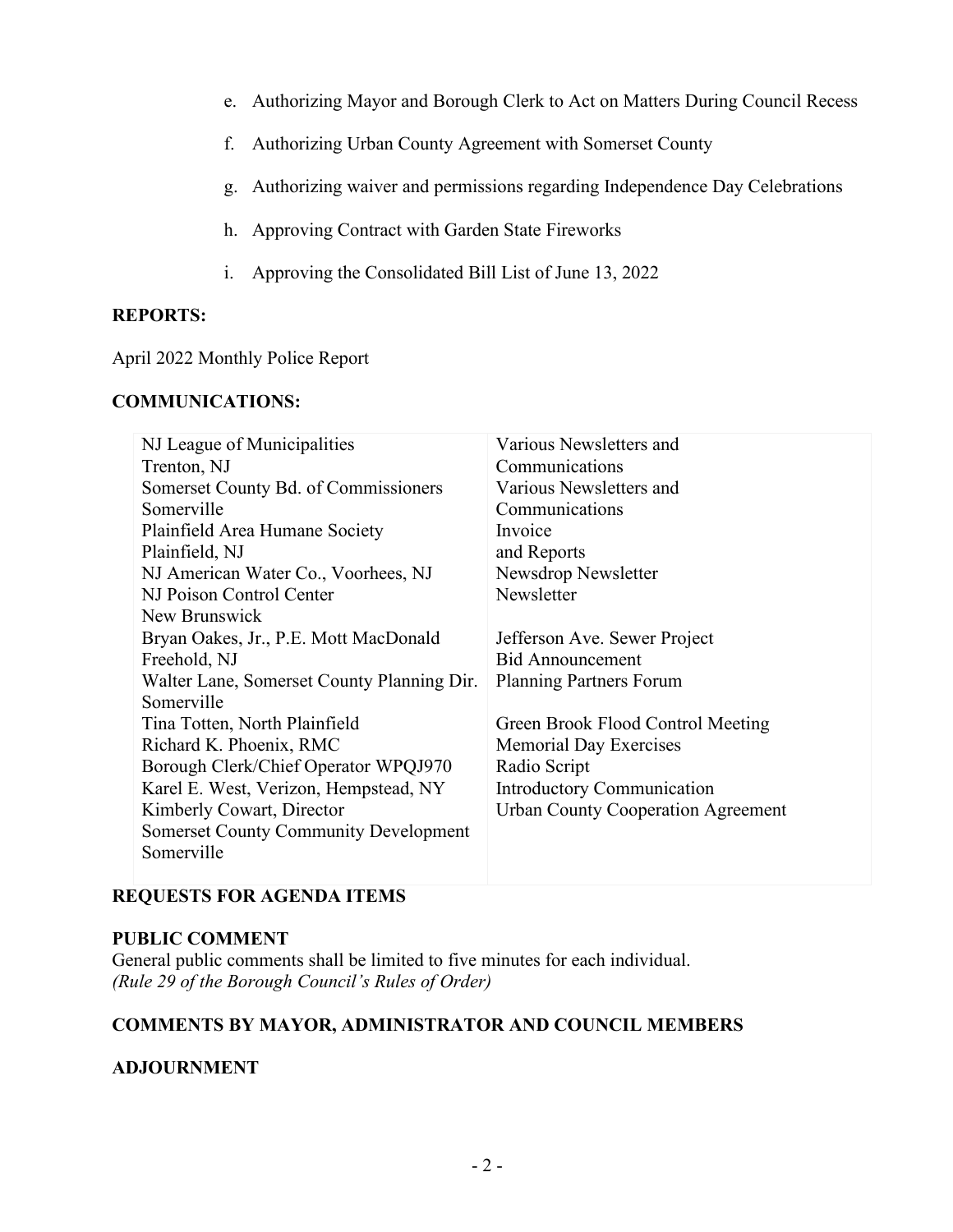e. Authorizing Mayor and Borough Clerk to Act on Matters During Council Recess

f. Authorizing Urban County Agreement with Somerset County

g. Authorizing waiver and permissions regarding Independence Day Celebrations

h. Approving Contract with Garden State Fireworks

i. Approving the Consolidated Bill List of June 13, 2022

**REPORTS:**

April 2022 Monthly Police Report

**COMMUNICATIONS:**

| | |
|---|---|
| NJ League of Municipalities<br>Trenton, NJ | Various Newsletters and<br>Communications |
| Somerset County Bd. of Commissioners<br>Somerville | Various Newsletters and<br>Communications |
| Plainfield Area Humane Society<br>Plainfield, NJ | Invoice<br>and Reports |
| NJ American Water Co., Voorhees, NJ | Newsdrop Newsletter |
| NJ Poison Control Center<br>New Brunswick | Newsletter |
| Bryan Oakes, Jr., P.E. Mott MacDonald<br>Freehold, NJ | Jefferson Ave. Sewer Project<br>Bid Announcement |
| Walter Lane, Somerset County Planning Dir.<br>Somerville | Planning Partners Forum |
| Tina Totten, North Plainfield | Green Brook Flood Control Meeting |
| Richard K. Phoenix, RMC | Memorial Day Exercises |
| Borough Clerk/Chief Operator WPQJ970 | Radio Script |
| Karel E. West, Verizon, Hempstead, NY | Introductory Communication |
| Kimberly Cowart, Director<br>Somerset County Community Development<br>Somerville | Urban County Cooperation Agreement |

**REQUESTS FOR AGENDA ITEMS**

**PUBLIC COMMENT**

General public comments shall be limited to five minutes for each individual.
*(Rule 29 of the Borough Council's Rules of Order)*

**COMMENTS BY MAYOR, ADMINISTRATOR AND COUNCIL MEMBERS**

**ADJOURNMENT**